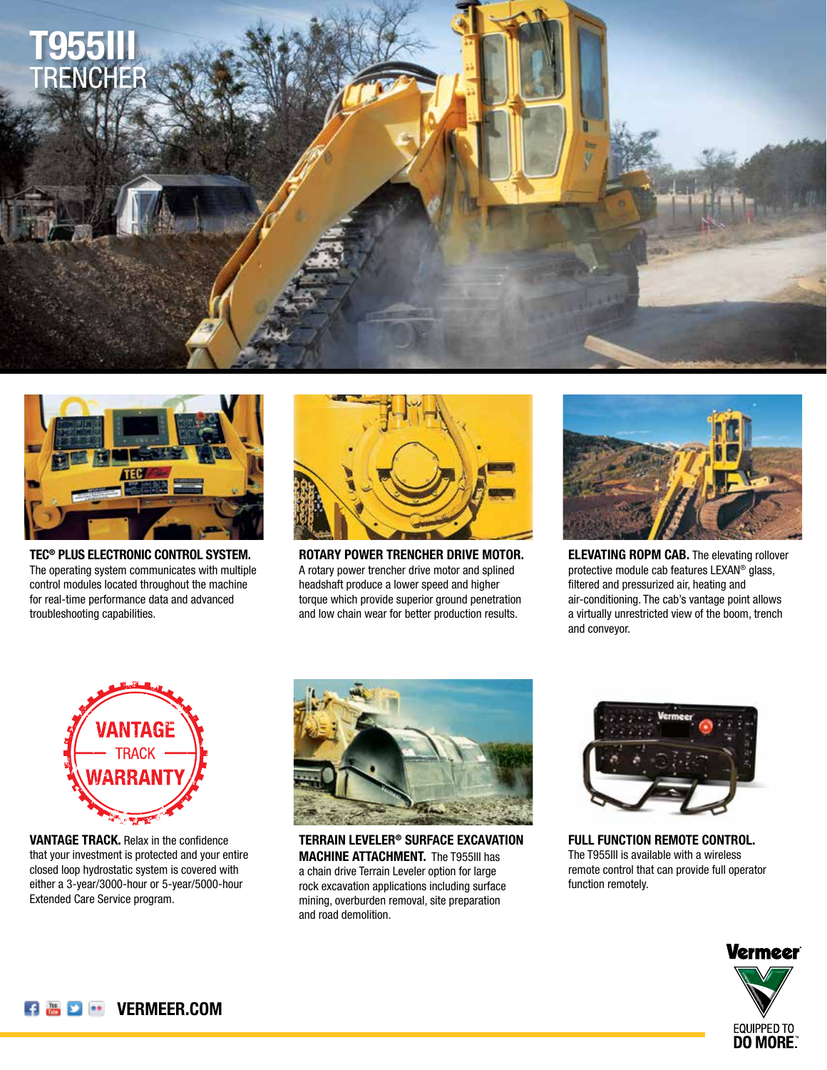# T955III TRENCHER

**TEC® PLUS ELECTRONIC CONTROL SYSTEM.** The operating system communicates with multiple control modules located throughout the machine for real-time performance data and advanced troubleshooting capabilities.

**ROTARY POWER TRENCHER DRIVE MOTOR.** A rotary power trencher drive motor and splined headshaft produce a lower speed and higher torque which provide superior ground penetration and low chain wear for better production results.

**ELEVATING ROPM CAB.** The elevating rollover protective module cab features LEXAN® glass, filtered and pressurized air, heating and air-conditioning. The cab's vantage point allows a virtually unrestricted view of the boom, trench and conveyor.

**VANTAGE TRACK.** Relax in the confidence that your investment is protected and your entire closed loop hydrostatic system is covered with either a 3-year/3000-hour or 5-year/5000-hour Extended Care Service program.

**TERRAIN LEVELER® SURFACE EXCAVATION MACHINE ATTACHMENT.** The T955III has a chain drive Terrain Leveler option for large rock excavation applications including surface mining, overburden removal, site preparation and road demolition.

**FULL FUNCTION REMOTE CONTROL.** The T955III is available with a wireless remote control that can provide full operator function remotely.

VERMEER.COM

Vermeer

EQUIPPED TO DO MORE.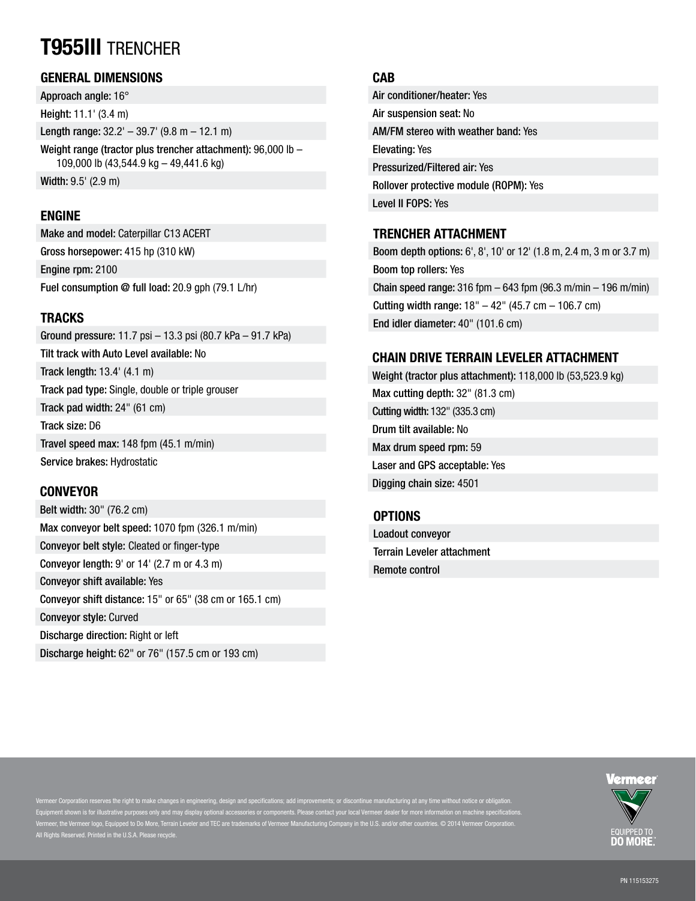# T955III TRENCHER

## GENERAL DIMENSIONS

**Approach angle:** 16°

**Height:** 11.1' (3.4 m)

**Length range:** 32.2' – 39.7' (9.8 m – 12.1 m)

**Weight range (tractor plus trencher attachment):** 96,000 lb – 109,000 lb (43,544.9 kg – 49,441.6 kg)

**Width:** 9.5' (2.9 m)

## ENGINE

**Make and model:** Caterpillar C13 ACERT

**Gross horsepower:** 415 hp (310 kW)

**Engine rpm:** 2100

**Fuel consumption @ full load:** 20.9 gph (79.1 L/hr)

## TRACKS

**Ground pressure:** 11.7 psi – 13.3 psi (80.7 kPa – 91.7 kPa)

**Tilt track with Auto Level available:** No

**Track length:** 13.4' (4.1 m)

**Track pad type:** Single, double or triple grouser

**Track pad width:** 24" (61 cm)

**Track size:** D6

**Travel speed max:** 148 fpm (45.1 m/min)

**Service brakes:** Hydrostatic

## CONVEYOR

**Belt width:** 30" (76.2 cm)

**Max conveyor belt speed:** 1070 fpm (326.1 m/min)

**Conveyor belt style:** Cleated or finger-type

**Conveyor length:** 9' or 14' (2.7 m or 4.3 m)

**Conveyor shift available:** Yes

**Conveyor shift distance:** 15" or 65" (38 cm or 165.1 cm)

**Conveyor style:** Curved

**Discharge direction:** Right or left

**Discharge height:** 62" or 76" (157.5 cm or 193 cm)

## CAB

**Air conditioner/heater:** Yes

**Air suspension seat:** No

**AM/FM stereo with weather band:** Yes

**Elevating:** Yes

**Pressurized/Filtered air:** Yes

**Rollover protective module (ROPM):** Yes

**Level II FOPS:** Yes

## TRENCHER ATTACHMENT

**Boom depth options:** 6', 8', 10' or 12' (1.8 m, 2.4 m, 3 m or 3.7 m)

**Boom top rollers:** Yes

**Chain speed range:** 316 fpm – 643 fpm (96.3 m/min – 196 m/min)

**Cutting width range:** 18" – 42" (45.7 cm – 106.7 cm)

**End idler diameter:** 40" (101.6 cm)

## CHAIN DRIVE TERRAIN LEVELER ATTACHMENT

**Weight (tractor plus attachment):** 118,000 lb (53,523.9 kg)

**Max cutting depth:** 32" (81.3 cm)

**Cutting width:** 132" (335.3 cm)

**Drum tilt available:** No

**Max drum speed rpm:** 59

**Laser and GPS acceptable:** Yes

**Digging chain size:** 4501

## OPTIONS

Loadout conveyor

Terrain Leveler attachment

Remote control

Vermeer Corporation reserves the right to make changes in engineering, design and specifications; add improvements; or discontinue manufacturing at any time without notice or obligation. Equipment shown is for illustrative purposes only and may display optional accessories or components. Please contact your local Vermeer dealer for more information on machine specifications. Vermeer, the Vermeer logo, Equipped to Do More, Terrain Leveler and TEC are trademarks of Vermeer Manufacturing Company in the U.S. and/or other countries. © 2014 Vermeer Corporation. All Rights Reserved. Printed in the U.S.A. Please recycle.

Vermeer

EQUIPPED TO DO MORE.

PN 115153275